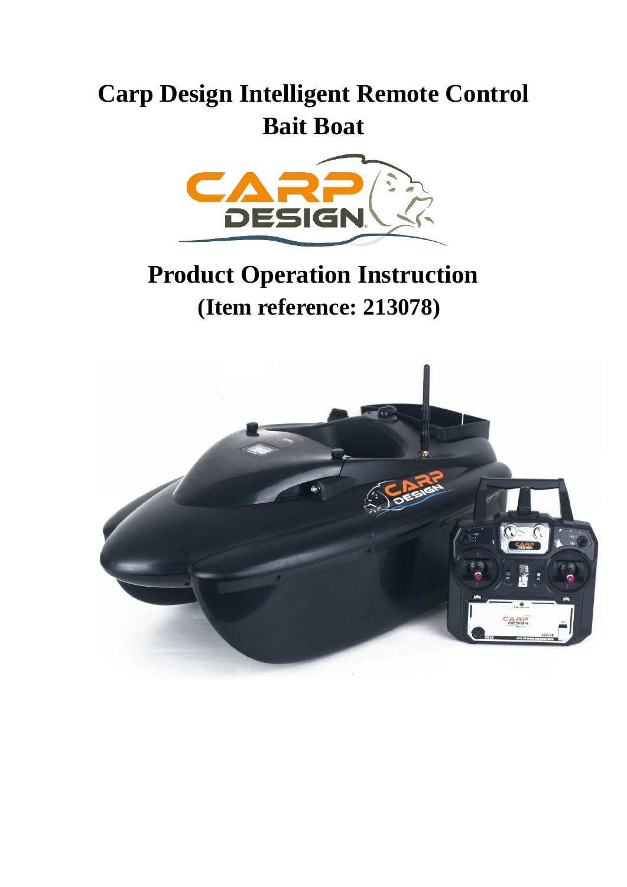# Carp Design Intelligent Remote Control Bait Boat

## Product Operation Instruction

### (Item reference: 213078)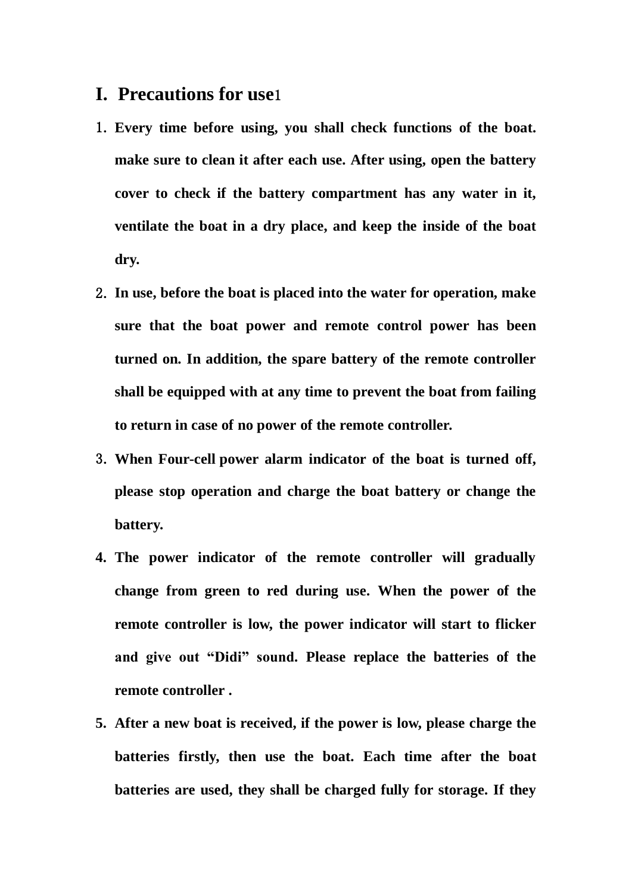# I. Precautions for use1

1. **Every time before using, you shall check functions of the boat. make sure to clean it after each use. After using, open the battery cover to check if the battery compartment has any water in it, ventilate the boat in a dry place, and keep the inside of the boat dry.**
2. **In use, before the boat is placed into the water for operation, make sure that the boat power and remote control power has been turned on. In addition, the spare battery of the remote controller shall be equipped with at any time to prevent the boat from failing to return in case of no power of the remote controller.**
3. **When Four-cell power alarm indicator of the boat is turned off, please stop operation and charge the boat battery or change the battery.**
4. **The power indicator of the remote controller will gradually change from green to red during use. When the power of the remote controller is low, the power indicator will start to flicker and give out "Didi" sound. Please replace the batteries of the remote controller .**
5. **After a new boat is received, if the power is low, please charge the batteries firstly, then use the boat. Each time after the boat batteries are used, they shall be charged fully for storage. If they**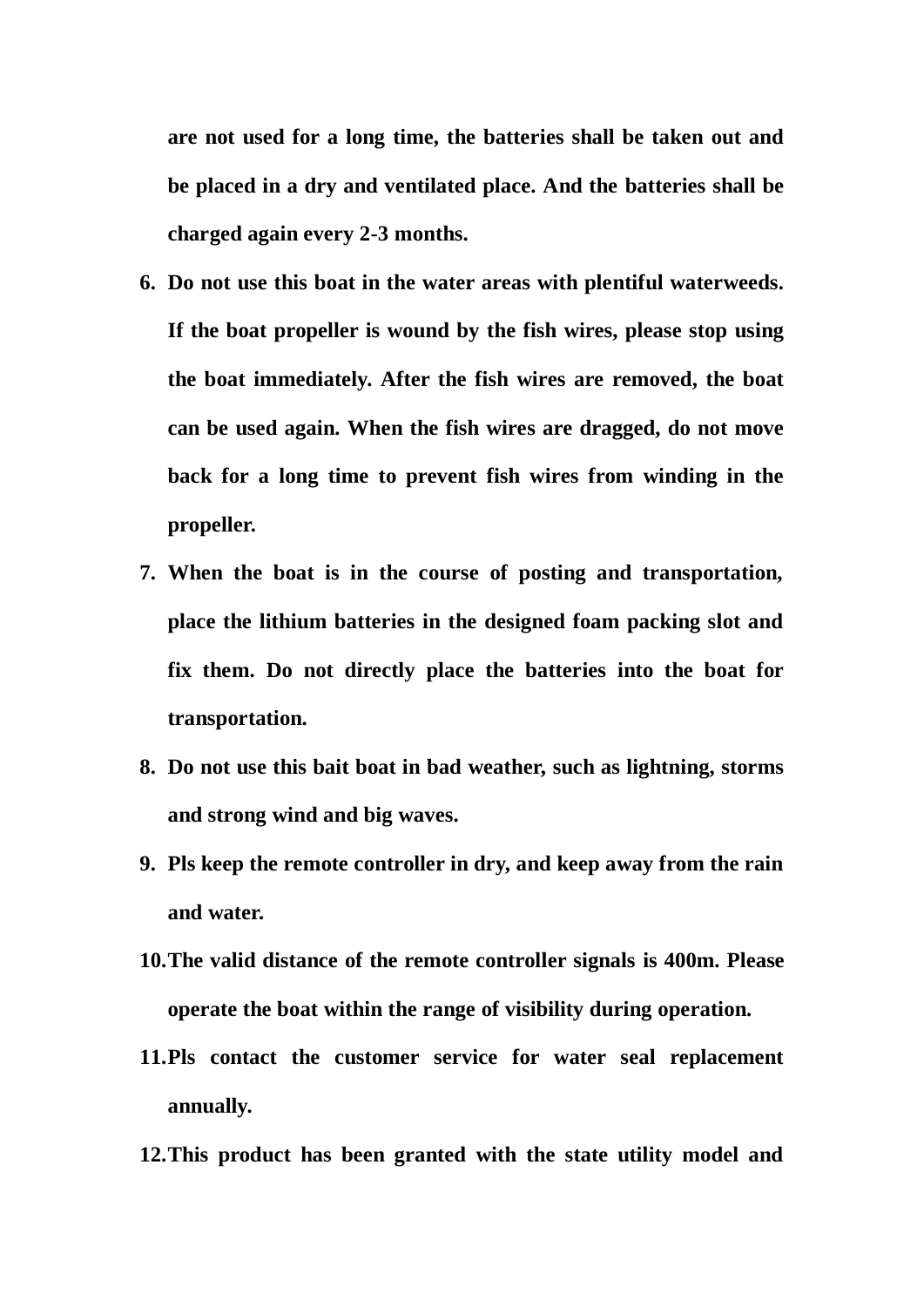**are not used for a long time, the batteries shall be taken out and be placed in a dry and ventilated place. And the batteries shall be charged again every 2-3 months.**

6. **Do not use this boat in the water areas with plentiful waterweeds. If the boat propeller is wound by the fish wires, please stop using the boat immediately. After the fish wires are removed, the boat can be used again. When the fish wires are dragged, do not move back for a long time to prevent fish wires from winding in the propeller.**
7. **When the boat is in the course of posting and transportation, place the lithium batteries in the designed foam packing slot and fix them. Do not directly place the batteries into the boat for transportation.**
8. **Do not use this bait boat in bad weather, such as lightning, storms and strong wind and big waves.**
9. **Pls keep the remote controller in dry, and keep away from the rain and water.**
10. **The valid distance of the remote controller signals is 400m. Please operate the boat within the range of visibility during operation.**
11. **Pls contact the customer service for water seal replacement annually.**
12. **This product has been granted with the state utility model and**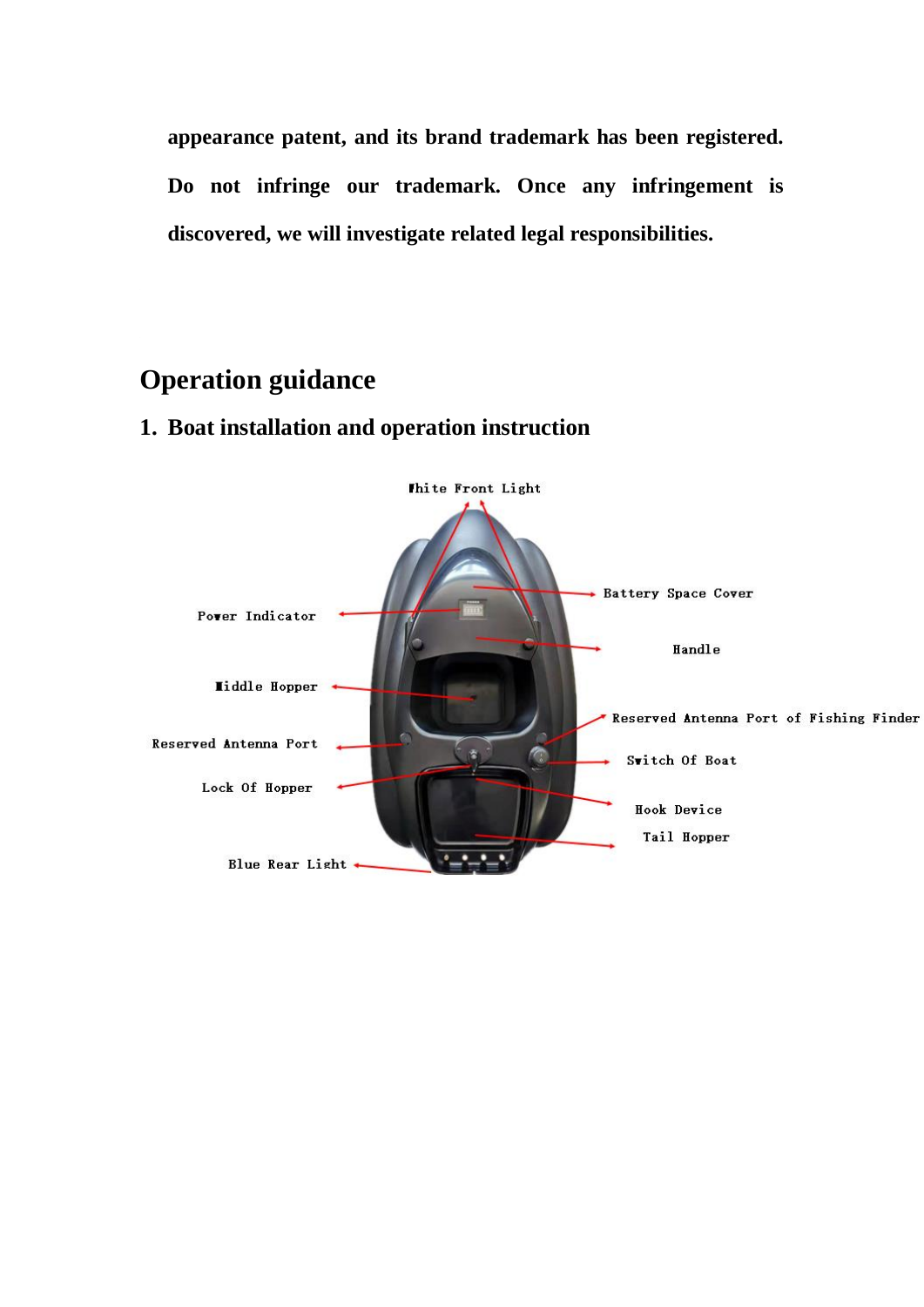appearance patent, and its brand trademark has been registered. Do not infringe our trademark. Once any infringement is discovered, we will investigate related legal responsibilities.

# Operation guidance

## 1. Boat installation and operation instruction

White Front Light

Power Indicator

Battery Space Cover

Handle

Middle Hopper

Reserved Antenna Port of Fishing Finder

Reserved Antenna Port

Switch Of Boat

Lock Of Hopper

Hook Device

Tail Hopper

Blue Rear Light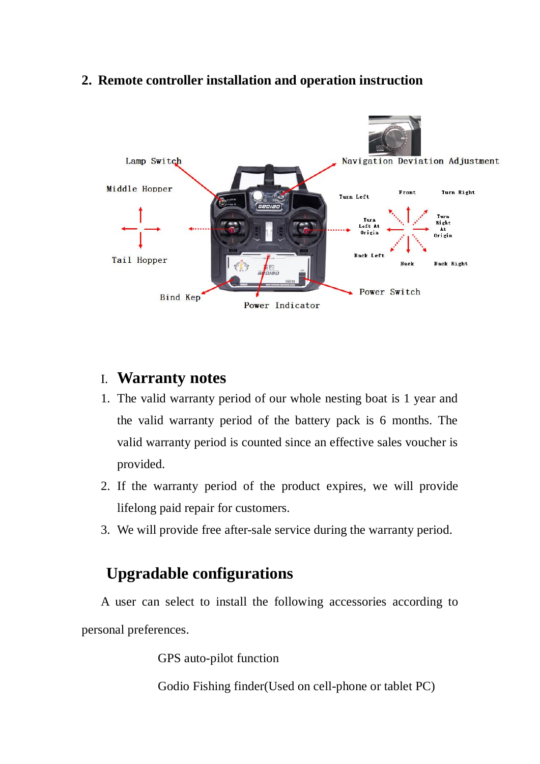## 2. Remote controller installation and operation instruction

Lamp Switch

Navigation Deviation Adjustment

Middle Hopper

Tail Hopper

Bind Kep

Power Indicator

Power Switch

Turn Left

Front

Turn Right

Turn Left At Origin

Turn Right At Origin

Back Left

Back

Back Right

## I. Warranty notes

1. The valid warranty period of our whole nesting boat is 1 year and the valid warranty period of the battery pack is 6 months. The valid warranty period is counted since an effective sales voucher is provided.
2. If the warranty period of the product expires, we will provide lifelong paid repair for customers.
3. We will provide free after-sale service during the warranty period.

## Upgradable configurations

A user can select to install the following accessories according to personal preferences.

GPS auto-pilot function

Godio Fishing finder(Used on cell-phone or tablet PC)